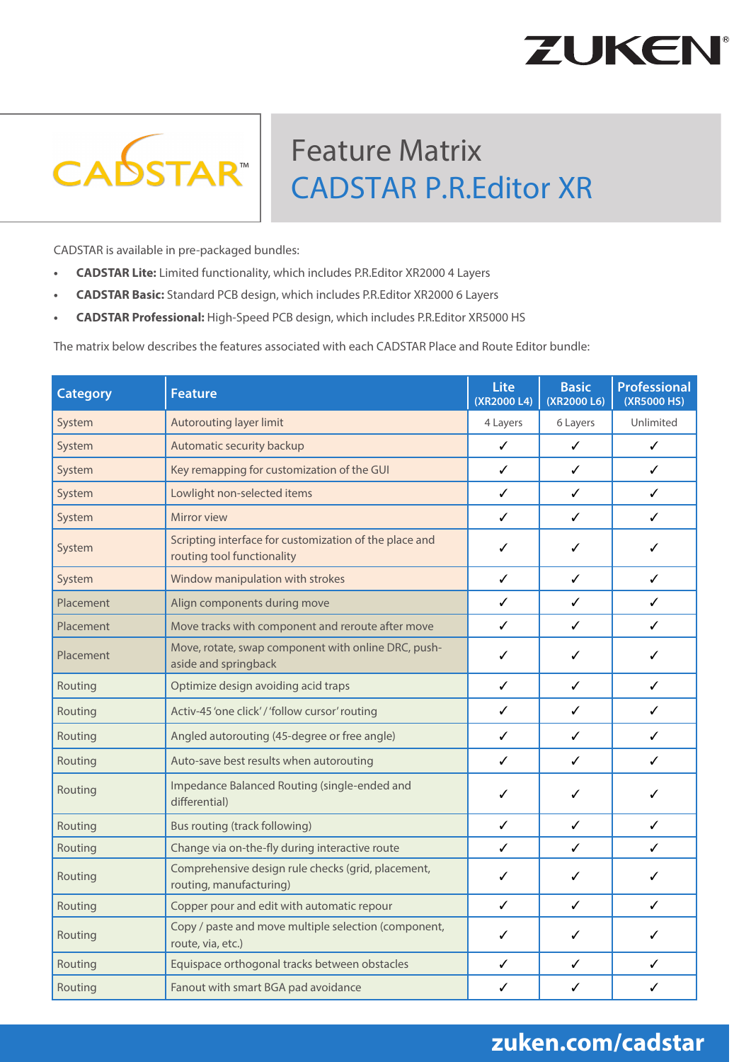ZUKEN®

CADSTAR™

# Feature Matrix
## CADSTAR P.R.Editor XR

CADSTAR is available in pre-packaged bundles:

- **CADSTAR Lite:** Limited functionality, which includes P.R.Editor XR2000 4 Layers
- **CADSTAR Basic:** Standard PCB design, which includes P.R.Editor XR2000 6 Layers
- **CADSTAR Professional:** High-Speed PCB design, which includes P.R.Editor XR5000 HS

The matrix below describes the features associated with each CADSTAR Place and Route Editor bundle:

| Category | Feature | Lite (XR2000 L4) | Basic (XR2000 L6) | Professional (XR5000 HS) |
|---|---|---|---|---|
| System | Autorouting layer limit | 4 Layers | 6 Layers | Unlimited |
| System | Automatic security backup | ✓ | ✓ | ✓ |
| System | Key remapping for customization of the GUI | ✓ | ✓ | ✓ |
| System | Lowlight non-selected items | ✓ | ✓ | ✓ |
| System | Mirror view | ✓ | ✓ | ✓ |
| System | Scripting interface for customization of the place and routing tool functionality | ✓ | ✓ | ✓ |
| System | Window manipulation with strokes | ✓ | ✓ | ✓ |
| Placement | Align components during move | ✓ | ✓ | ✓ |
| Placement | Move tracks with component and reroute after move | ✓ | ✓ | ✓ |
| Placement | Move, rotate, swap component with online DRC, push-aside and springback | ✓ | ✓ | ✓ |
| Routing | Optimize design avoiding acid traps | ✓ | ✓ | ✓ |
| Routing | Activ-45 'one click' / 'follow cursor' routing | ✓ | ✓ | ✓ |
| Routing | Angled autorouting (45-degree or free angle) | ✓ | ✓ | ✓ |
| Routing | Auto-save best results when autorouting | ✓ | ✓ | ✓ |
| Routing | Impedance Balanced Routing (single-ended and differential) | ✓ | ✓ | ✓ |
| Routing | Bus routing (track following) | ✓ | ✓ | ✓ |
| Routing | Change via on-the-fly during interactive route | ✓ | ✓ | ✓ |
| Routing | Comprehensive design rule checks (grid, placement, routing, manufacturing) | ✓ | ✓ | ✓ |
| Routing | Copper pour and edit with automatic repour | ✓ | ✓ | ✓ |
| Routing | Copy / paste and move multiple selection (component, route, via, etc.) | ✓ | ✓ | ✓ |
| Routing | Equispace orthogonal tracks between obstacles | ✓ | ✓ | ✓ |
| Routing | Fanout with smart BGA pad avoidance | ✓ | ✓ | ✓ |

zuken.com/cadstar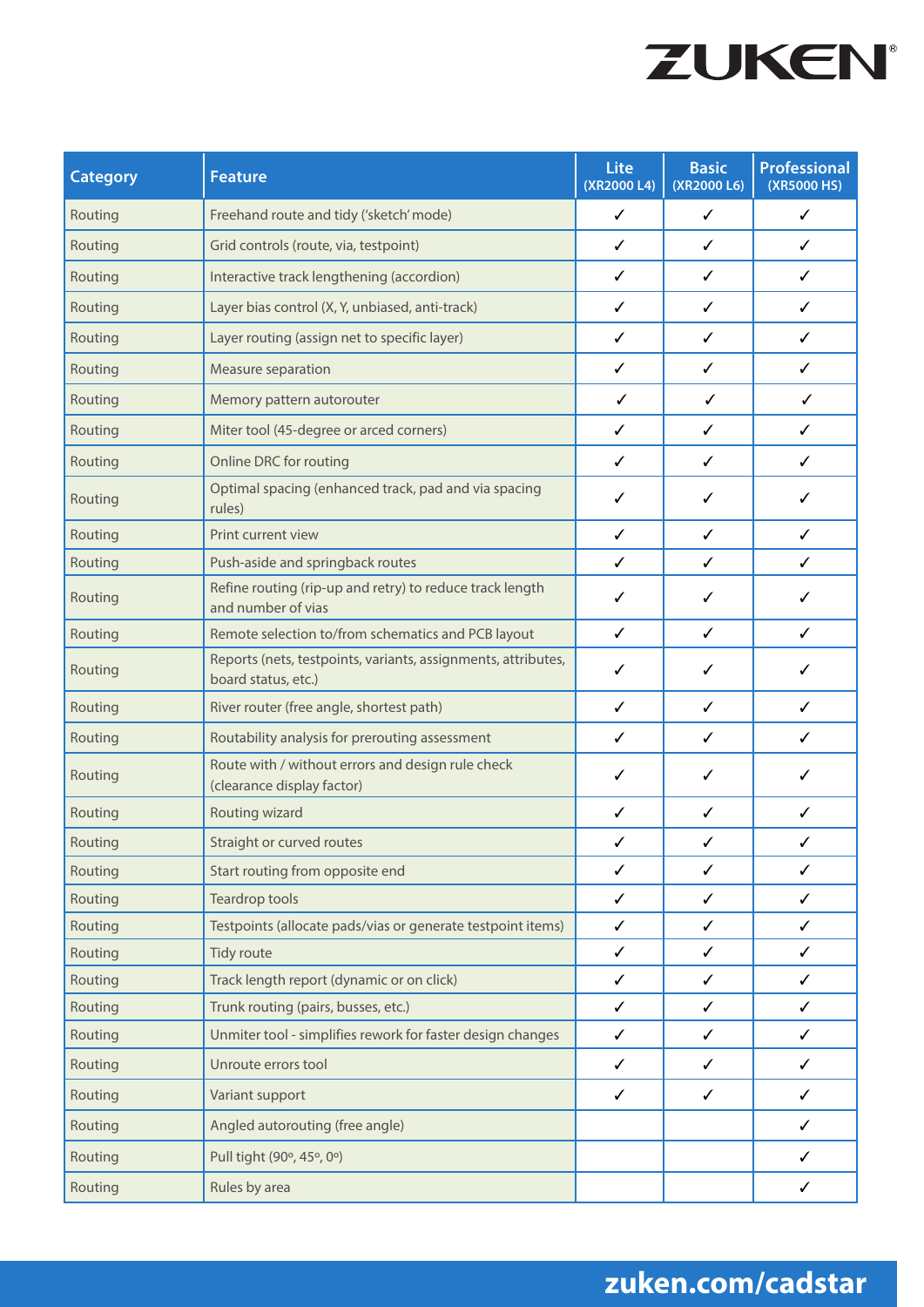| Category | Feature | Lite (XR2000 L4) | Basic (XR2000 L6) | Professional (XR5000 HS) |
|---|---|---|---|---|
| Routing | Freehand route and tidy ('sketch' mode) | ✓ | ✓ | ✓ |
| Routing | Grid controls (route, via, testpoint) | ✓ | ✓ | ✓ |
| Routing | Interactive track lengthening (accordion) | ✓ | ✓ | ✓ |
| Routing | Layer bias control (X, Y, unbiased, anti-track) | ✓ | ✓ | ✓ |
| Routing | Layer routing (assign net to specific layer) | ✓ | ✓ | ✓ |
| Routing | Measure separation | ✓ | ✓ | ✓ |
| Routing | Memory pattern autorouter | ✓ | ✓ | ✓ |
| Routing | Miter tool (45-degree or arced corners) | ✓ | ✓ | ✓ |
| Routing | Online DRC for routing | ✓ | ✓ | ✓ |
| Routing | Optimal spacing (enhanced track, pad and via spacing rules) | ✓ | ✓ | ✓ |
| Routing | Print current view | ✓ | ✓ | ✓ |
| Routing | Push-aside and springback routes | ✓ | ✓ | ✓ |
| Routing | Refine routing (rip-up and retry) to reduce track length and number of vias | ✓ | ✓ | ✓ |
| Routing | Remote selection to/from schematics and PCB layout | ✓ | ✓ | ✓ |
| Routing | Reports (nets, testpoints, variants, assignments, attributes, board status, etc.) | ✓ | ✓ | ✓ |
| Routing | River router (free angle, shortest path) | ✓ | ✓ | ✓ |
| Routing | Routability analysis for prerouting assessment | ✓ | ✓ | ✓ |
| Routing | Route with / without errors and design rule check (clearance display factor) | ✓ | ✓ | ✓ |
| Routing | Routing wizard | ✓ | ✓ | ✓ |
| Routing | Straight or curved routes | ✓ | ✓ | ✓ |
| Routing | Start routing from opposite end | ✓ | ✓ | ✓ |
| Routing | Teardrop tools | ✓ | ✓ | ✓ |
| Routing | Testpoints (allocate pads/vias or generate testpoint items) | ✓ | ✓ | ✓ |
| Routing | Tidy route | ✓ | ✓ | ✓ |
| Routing | Track length report (dynamic or on click) | ✓ | ✓ | ✓ |
| Routing | Trunk routing (pairs, busses, etc.) | ✓ | ✓ | ✓ |
| Routing | Unmiter tool - simplifies rework for faster design changes | ✓ | ✓ | ✓ |
| Routing | Unroute errors tool | ✓ | ✓ | ✓ |
| Routing | Variant support | ✓ | ✓ | ✓ |
| Routing | Angled autorouting (free angle) | | | ✓ |
| Routing | Pull tight (90º, 45º, 0º) | | | ✓ |
| Routing | Rules by area | | | ✓ |

zuken.com/cadstar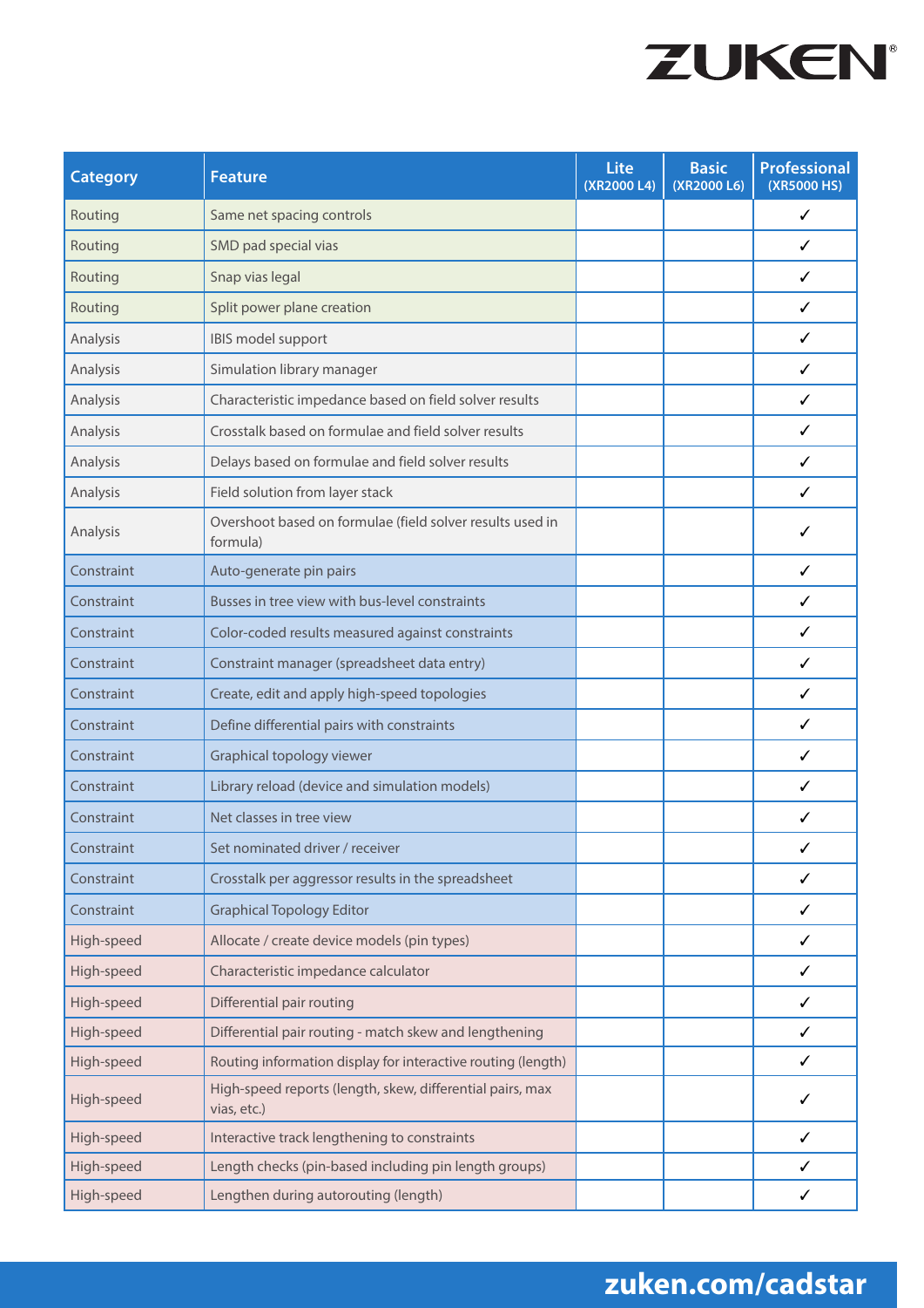| Category | Feature | Lite (XR2000 L4) | Basic (XR2000 L6) | Professional (XR5000 HS) |
|---|---|---|---|---|
| Routing | Same net spacing controls | | | ✓ |
| Routing | SMD pad special vias | | | ✓ |
| Routing | Snap vias legal | | | ✓ |
| Routing | Split power plane creation | | | ✓ |
| Analysis | IBIS model support | | | ✓ |
| Analysis | Simulation library manager | | | ✓ |
| Analysis | Characteristic impedance based on field solver results | | | ✓ |
| Analysis | Crosstalk based on formulae and field solver results | | | ✓ |
| Analysis | Delays based on formulae and field solver results | | | ✓ |
| Analysis | Field solution from layer stack | | | ✓ |
| Analysis | Overshoot based on formulae (field solver results used in formula) | | | ✓ |
| Constraint | Auto-generate pin pairs | | | ✓ |
| Constraint | Busses in tree view with bus-level constraints | | | ✓ |
| Constraint | Color-coded results measured against constraints | | | ✓ |
| Constraint | Constraint manager (spreadsheet data entry) | | | ✓ |
| Constraint | Create, edit and apply high-speed topologies | | | ✓ |
| Constraint | Define differential pairs with constraints | | | ✓ |
| Constraint | Graphical topology viewer | | | ✓ |
| Constraint | Library reload (device and simulation models) | | | ✓ |
| Constraint | Net classes in tree view | | | ✓ |
| Constraint | Set nominated driver / receiver | | | ✓ |
| Constraint | Crosstalk per aggressor results in the spreadsheet | | | ✓ |
| Constraint | Graphical Topology Editor | | | ✓ |
| High-speed | Allocate / create device models (pin types) | | | ✓ |
| High-speed | Characteristic impedance calculator | | | ✓ |
| High-speed | Differential pair routing | | | ✓ |
| High-speed | Differential pair routing - match skew and lengthening | | | ✓ |
| High-speed | Routing information display for interactive routing (length) | | | ✓ |
| High-speed | High-speed reports (length, skew, differential pairs, max vias, etc.) | | | ✓ |
| High-speed | Interactive track lengthening to constraints | | | ✓ |
| High-speed | Length checks (pin-based including pin length groups) | | | ✓ |
| High-speed | Lengthen during autorouting (length) | | | ✓ |

zuken.com/cadstar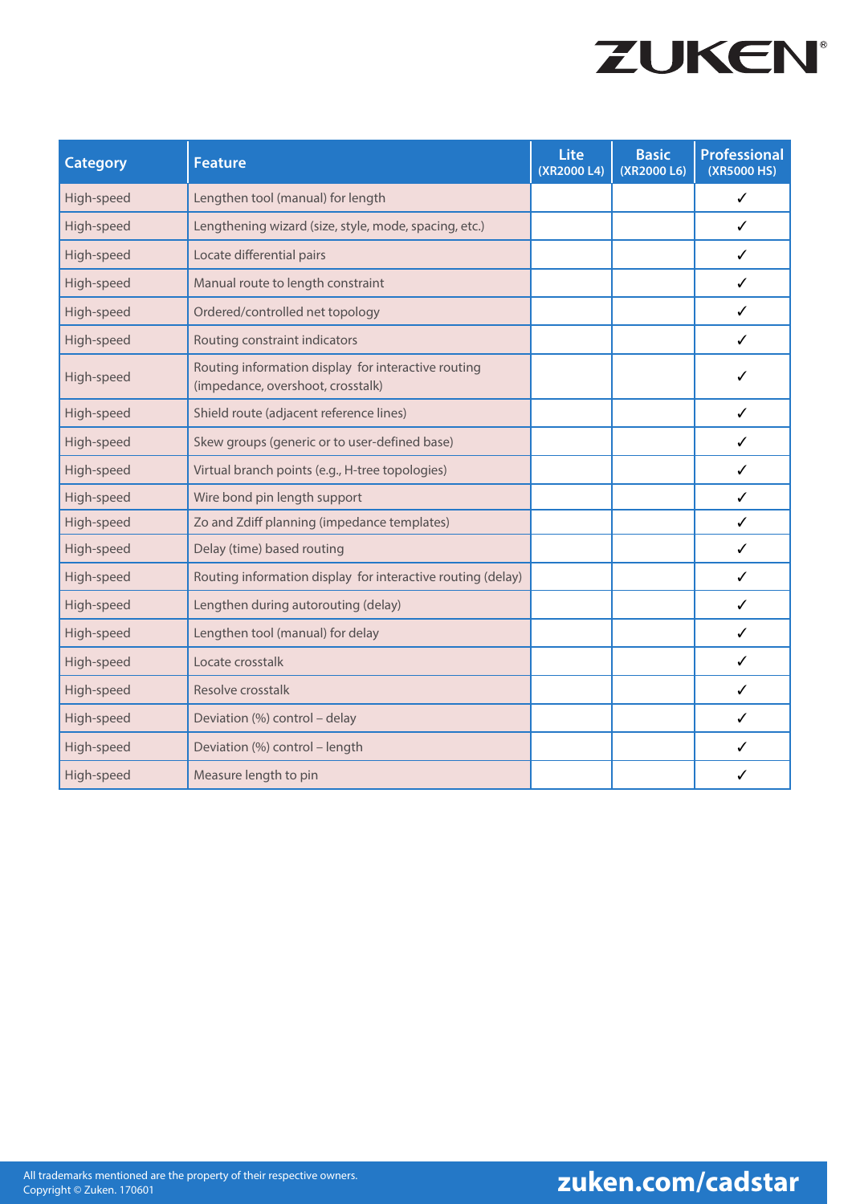| Category | Feature | Lite (XR2000 L4) | Basic (XR2000 L6) | Professional (XR5000 HS) |
|---|---|---|---|---|
| High-speed | Lengthen tool (manual) for length | | | ✓ |
| High-speed | Lengthening wizard (size, style, mode, spacing, etc.) | | | ✓ |
| High-speed | Locate differential pairs | | | ✓ |
| High-speed | Manual route to length constraint | | | ✓ |
| High-speed | Ordered/controlled net topology | | | ✓ |
| High-speed | Routing constraint indicators | | | ✓ |
| High-speed | Routing information display for interactive routing (impedance, overshoot, crosstalk) | | | ✓ |
| High-speed | Shield route (adjacent reference lines) | | | ✓ |
| High-speed | Skew groups (generic or to user-defined base) | | | ✓ |
| High-speed | Virtual branch points (e.g., H-tree topologies) | | | ✓ |
| High-speed | Wire bond pin length support | | | ✓ |
| High-speed | Zo and Zdiff planning (impedance templates) | | | ✓ |
| High-speed | Delay (time) based routing | | | ✓ |
| High-speed | Routing information display for interactive routing (delay) | | | ✓ |
| High-speed | Lengthen during autorouting (delay) | | | ✓ |
| High-speed | Lengthen tool (manual) for delay | | | ✓ |
| High-speed | Locate crosstalk | | | ✓ |
| High-speed | Resolve crosstalk | | | ✓ |
| High-speed | Deviation (%) control – delay | | | ✓ |
| High-speed | Deviation (%) control – length | | | ✓ |
| High-speed | Measure length to pin | | | ✓ |

All trademarks mentioned are the property of their respective owners.
Copyright © Zuken. 170601

**zuken.com/cadstar**